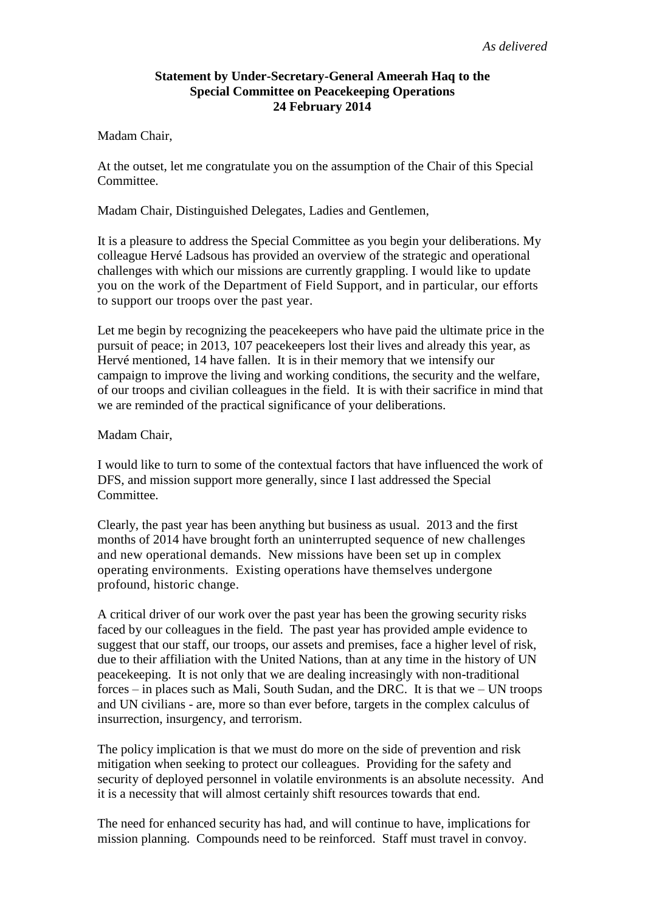*As delivered*

**Statement by Under-Secretary-General Ameerah Haq to the Special Committee on Peacekeeping Operations 24 February 2014**

Madam Chair,

At the outset, let me congratulate you on the assumption of the Chair of this Special Committee.

Madam Chair, Distinguished Delegates, Ladies and Gentlemen,

It is a pleasure to address the Special Committee as you begin your deliberations. My colleague Hervé Ladsous has provided an overview of the strategic and operational challenges with which our missions are currently grappling. I would like to update you on the work of the Department of Field Support, and in particular, our efforts to support our troops over the past year.

Let me begin by recognizing the peacekeepers who have paid the ultimate price in the pursuit of peace; in 2013, 107 peacekeepers lost their lives and already this year, as Hervé mentioned, 14 have fallen. It is in their memory that we intensify our campaign to improve the living and working conditions, the security and the welfare, of our troops and civilian colleagues in the field. It is with their sacrifice in mind that we are reminded of the practical significance of your deliberations.

Madam Chair,

I would like to turn to some of the contextual factors that have influenced the work of DFS, and mission support more generally, since I last addressed the Special Committee.

Clearly, the past year has been anything but business as usual. 2013 and the first months of 2014 have brought forth an uninterrupted sequence of new challenges and new operational demands. New missions have been set up in complex operating environments. Existing operations have themselves undergone profound, historic change.

A critical driver of our work over the past year has been the growing security risks faced by our colleagues in the field. The past year has provided ample evidence to suggest that our staff, our troops, our assets and premises, face a higher level of risk, due to their affiliation with the United Nations, than at any time in the history of UN peacekeeping. It is not only that we are dealing increasingly with non-traditional forces – in places such as Mali, South Sudan, and the DRC. It is that we – UN troops and UN civilians - are, more so than ever before, targets in the complex calculus of insurrection, insurgency, and terrorism.

The policy implication is that we must do more on the side of prevention and risk mitigation when seeking to protect our colleagues. Providing for the safety and security of deployed personnel in volatile environments is an absolute necessity. And it is a necessity that will almost certainly shift resources towards that end.

The need for enhanced security has had, and will continue to have, implications for mission planning. Compounds need to be reinforced. Staff must travel in convoy.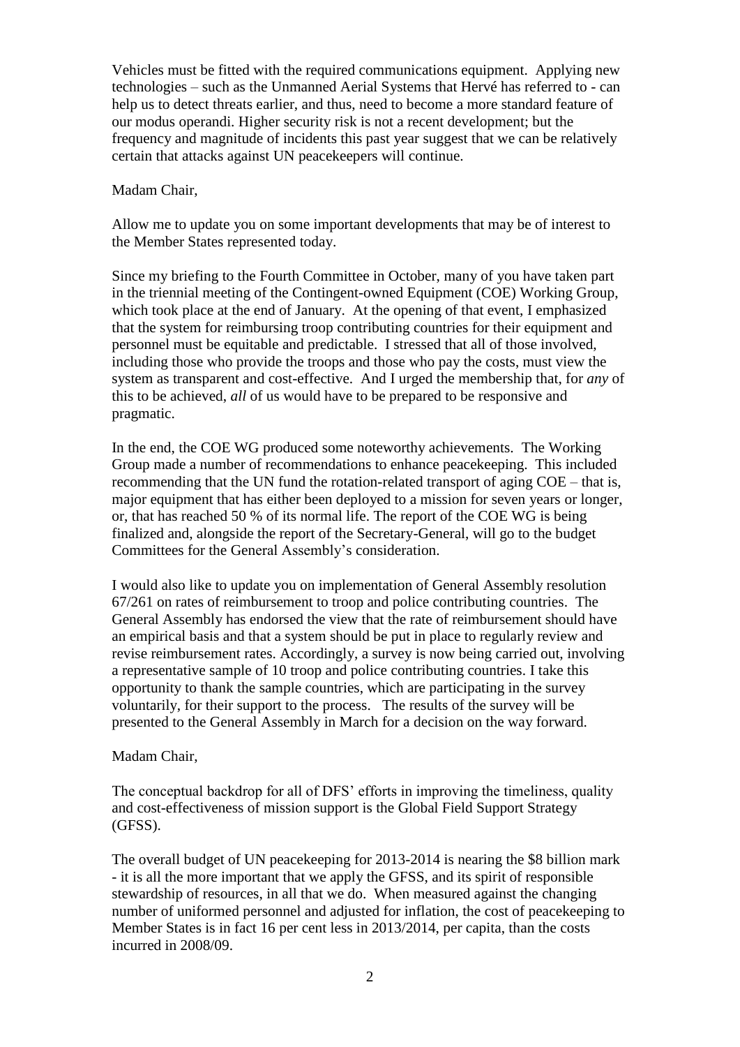Vehicles must be fitted with the required communications equipment. Applying new technologies – such as the Unmanned Aerial Systems that Hervé has referred to - can help us to detect threats earlier, and thus, need to become a more standard feature of our modus operandi. Higher security risk is not a recent development; but the frequency and magnitude of incidents this past year suggest that we can be relatively certain that attacks against UN peacekeepers will continue.

Madam Chair,

Allow me to update you on some important developments that may be of interest to the Member States represented today.

Since my briefing to the Fourth Committee in October, many of you have taken part in the triennial meeting of the Contingent-owned Equipment (COE) Working Group, which took place at the end of January. At the opening of that event, I emphasized that the system for reimbursing troop contributing countries for their equipment and personnel must be equitable and predictable. I stressed that all of those involved, including those who provide the troops and those who pay the costs, must view the system as transparent and cost-effective. And I urged the membership that, for *any* of this to be achieved, *all* of us would have to be prepared to be responsive and pragmatic.

In the end, the COE WG produced some noteworthy achievements. The Working Group made a number of recommendations to enhance peacekeeping. This included recommending that the UN fund the rotation-related transport of aging COE – that is, major equipment that has either been deployed to a mission for seven years or longer, or, that has reached 50 % of its normal life. The report of the COE WG is being finalized and, alongside the report of the Secretary-General, will go to the budget Committees for the General Assembly's consideration.

I would also like to update you on implementation of General Assembly resolution 67/261 on rates of reimbursement to troop and police contributing countries. The General Assembly has endorsed the view that the rate of reimbursement should have an empirical basis and that a system should be put in place to regularly review and revise reimbursement rates. Accordingly, a survey is now being carried out, involving a representative sample of 10 troop and police contributing countries. I take this opportunity to thank the sample countries, which are participating in the survey voluntarily, for their support to the process. The results of the survey will be presented to the General Assembly in March for a decision on the way forward.

Madam Chair,

The conceptual backdrop for all of DFS' efforts in improving the timeliness, quality and cost-effectiveness of mission support is the Global Field Support Strategy (GFSS).

The overall budget of UN peacekeeping for 2013-2014 is nearing the $8 billion mark - it is all the more important that we apply the GFSS, and its spirit of responsible stewardship of resources, in all that we do. When measured against the changing number of uniformed personnel and adjusted for inflation, the cost of peacekeeping to Member States is in fact 16 per cent less in 2013/2014, per capita, than the costs incurred in 2008/09.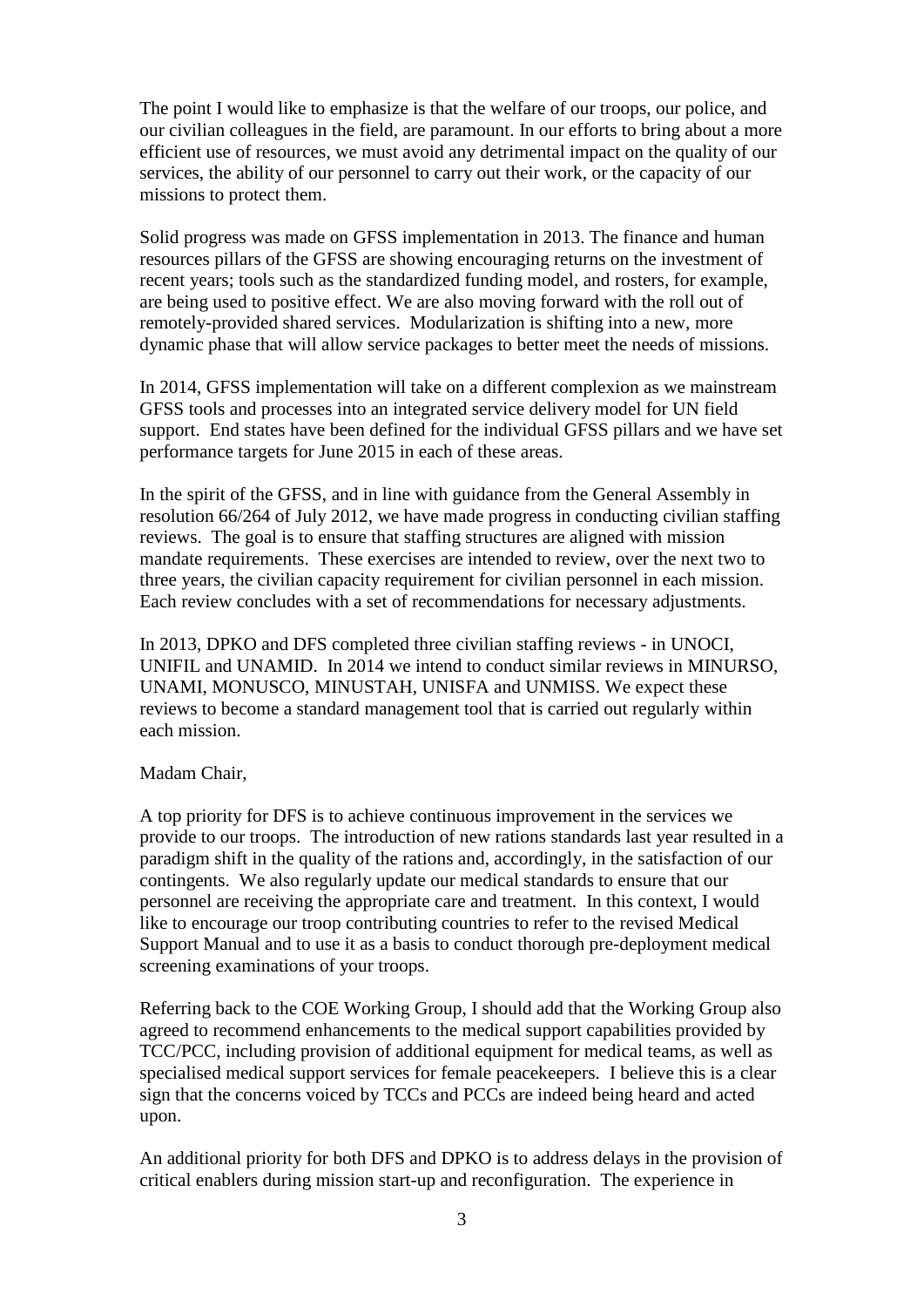The point I would like to emphasize is that the welfare of our troops, our police, and our civilian colleagues in the field, are paramount. In our efforts to bring about a more efficient use of resources, we must avoid any detrimental impact on the quality of our services, the ability of our personnel to carry out their work, or the capacity of our missions to protect them.

Solid progress was made on GFSS implementation in 2013. The finance and human resources pillars of the GFSS are showing encouraging returns on the investment of recent years; tools such as the standardized funding model, and rosters, for example, are being used to positive effect. We are also moving forward with the roll out of remotely-provided shared services. Modularization is shifting into a new, more dynamic phase that will allow service packages to better meet the needs of missions.

In 2014, GFSS implementation will take on a different complexion as we mainstream GFSS tools and processes into an integrated service delivery model for UN field support. End states have been defined for the individual GFSS pillars and we have set performance targets for June 2015 in each of these areas.

In the spirit of the GFSS, and in line with guidance from the General Assembly in resolution 66/264 of July 2012, we have made progress in conducting civilian staffing reviews. The goal is to ensure that staffing structures are aligned with mission mandate requirements. These exercises are intended to review, over the next two to three years, the civilian capacity requirement for civilian personnel in each mission. Each review concludes with a set of recommendations for necessary adjustments.

In 2013, DPKO and DFS completed three civilian staffing reviews - in UNOCI, UNIFIL and UNAMID. In 2014 we intend to conduct similar reviews in MINURSO, UNAMI, MONUSCO, MINUSTAH, UNISFA and UNMISS. We expect these reviews to become a standard management tool that is carried out regularly within each mission.

Madam Chair,

A top priority for DFS is to achieve continuous improvement in the services we provide to our troops. The introduction of new rations standards last year resulted in a paradigm shift in the quality of the rations and, accordingly, in the satisfaction of our contingents. We also regularly update our medical standards to ensure that our personnel are receiving the appropriate care and treatment. In this context, I would like to encourage our troop contributing countries to refer to the revised Medical Support Manual and to use it as a basis to conduct thorough pre-deployment medical screening examinations of your troops.

Referring back to the COE Working Group, I should add that the Working Group also agreed to recommend enhancements to the medical support capabilities provided by TCC/PCC, including provision of additional equipment for medical teams, as well as specialised medical support services for female peacekeepers. I believe this is a clear sign that the concerns voiced by TCCs and PCCs are indeed being heard and acted upon.

An additional priority for both DFS and DPKO is to address delays in the provision of critical enablers during mission start-up and reconfiguration. The experience in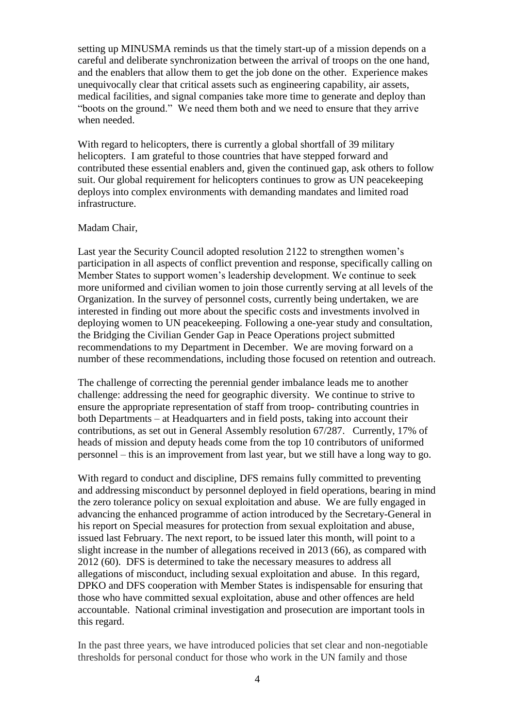setting up MINUSMA reminds us that the timely start-up of a mission depends on a careful and deliberate synchronization between the arrival of troops on the one hand, and the enablers that allow them to get the job done on the other. Experience makes unequivocally clear that critical assets such as engineering capability, air assets, medical facilities, and signal companies take more time to generate and deploy than "boots on the ground." We need them both and we need to ensure that they arrive when needed.

With regard to helicopters, there is currently a global shortfall of 39 military helicopters. I am grateful to those countries that have stepped forward and contributed these essential enablers and, given the continued gap, ask others to follow suit. Our global requirement for helicopters continues to grow as UN peacekeeping deploys into complex environments with demanding mandates and limited road infrastructure.

Madam Chair,

Last year the Security Council adopted resolution 2122 to strengthen women's participation in all aspects of conflict prevention and response, specifically calling on Member States to support women's leadership development. We continue to seek more uniformed and civilian women to join those currently serving at all levels of the Organization. In the survey of personnel costs, currently being undertaken, we are interested in finding out more about the specific costs and investments involved in deploying women to UN peacekeeping. Following a one-year study and consultation, the Bridging the Civilian Gender Gap in Peace Operations project submitted recommendations to my Department in December. We are moving forward on a number of these recommendations, including those focused on retention and outreach.

The challenge of correcting the perennial gender imbalance leads me to another challenge: addressing the need for geographic diversity. We continue to strive to ensure the appropriate representation of staff from troop- contributing countries in both Departments – at Headquarters and in field posts, taking into account their contributions, as set out in General Assembly resolution 67/287. Currently, 17% of heads of mission and deputy heads come from the top 10 contributors of uniformed personnel – this is an improvement from last year, but we still have a long way to go.

With regard to conduct and discipline, DFS remains fully committed to preventing and addressing misconduct by personnel deployed in field operations, bearing in mind the zero tolerance policy on sexual exploitation and abuse. We are fully engaged in advancing the enhanced programme of action introduced by the Secretary-General in his report on Special measures for protection from sexual exploitation and abuse, issued last February. The next report, to be issued later this month, will point to a slight increase in the number of allegations received in 2013 (66), as compared with 2012 (60). DFS is determined to take the necessary measures to address all allegations of misconduct, including sexual exploitation and abuse. In this regard, DPKO and DFS cooperation with Member States is indispensable for ensuring that those who have committed sexual exploitation, abuse and other offences are held accountable. National criminal investigation and prosecution are important tools in this regard.

In the past three years, we have introduced policies that set clear and non-negotiable thresholds for personal conduct for those who work in the UN family and those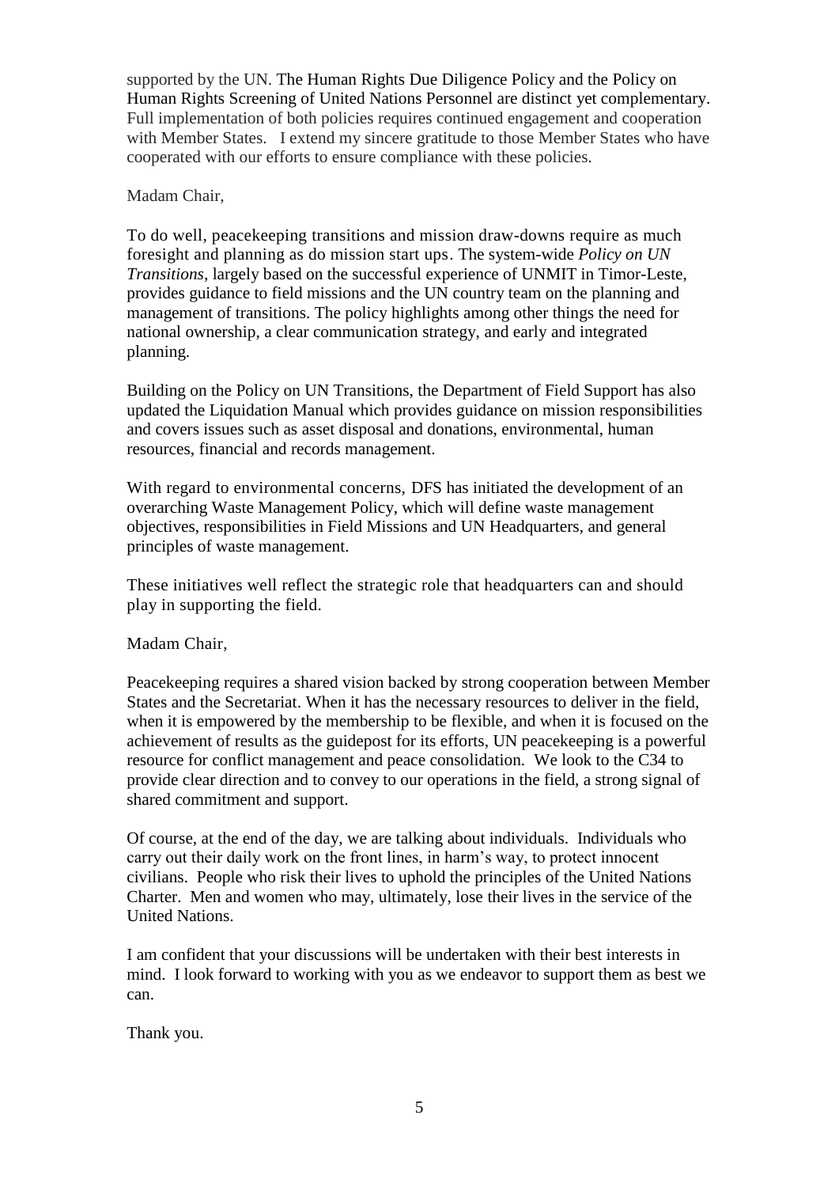supported by the UN. The Human Rights Due Diligence Policy and the Policy on Human Rights Screening of United Nations Personnel are distinct yet complementary. Full implementation of both policies requires continued engagement and cooperation with Member States. I extend my sincere gratitude to those Member States who have cooperated with our efforts to ensure compliance with these policies.

Madam Chair,

To do well, peacekeeping transitions and mission draw-downs require as much foresight and planning as do mission start ups. The system-wide *Policy on UN Transitions*, largely based on the successful experience of UNMIT in Timor-Leste, provides guidance to field missions and the UN country team on the planning and management of transitions. The policy highlights among other things the need for national ownership, a clear communication strategy, and early and integrated planning.

Building on the Policy on UN Transitions, the Department of Field Support has also updated the Liquidation Manual which provides guidance on mission responsibilities and covers issues such as asset disposal and donations, environmental, human resources, financial and records management.

With regard to environmental concerns, DFS has initiated the development of an overarching Waste Management Policy, which will define waste management objectives, responsibilities in Field Missions and UN Headquarters, and general principles of waste management.

These initiatives well reflect the strategic role that headquarters can and should play in supporting the field.

Madam Chair,

Peacekeeping requires a shared vision backed by strong cooperation between Member States and the Secretariat. When it has the necessary resources to deliver in the field, when it is empowered by the membership to be flexible, and when it is focused on the achievement of results as the guidepost for its efforts, UN peacekeeping is a powerful resource for conflict management and peace consolidation. We look to the C34 to provide clear direction and to convey to our operations in the field, a strong signal of shared commitment and support.

Of course, at the end of the day, we are talking about individuals. Individuals who carry out their daily work on the front lines, in harm's way, to protect innocent civilians. People who risk their lives to uphold the principles of the United Nations Charter. Men and women who may, ultimately, lose their lives in the service of the United Nations.

I am confident that your discussions will be undertaken with their best interests in mind. I look forward to working with you as we endeavor to support them as best we can.

Thank you.